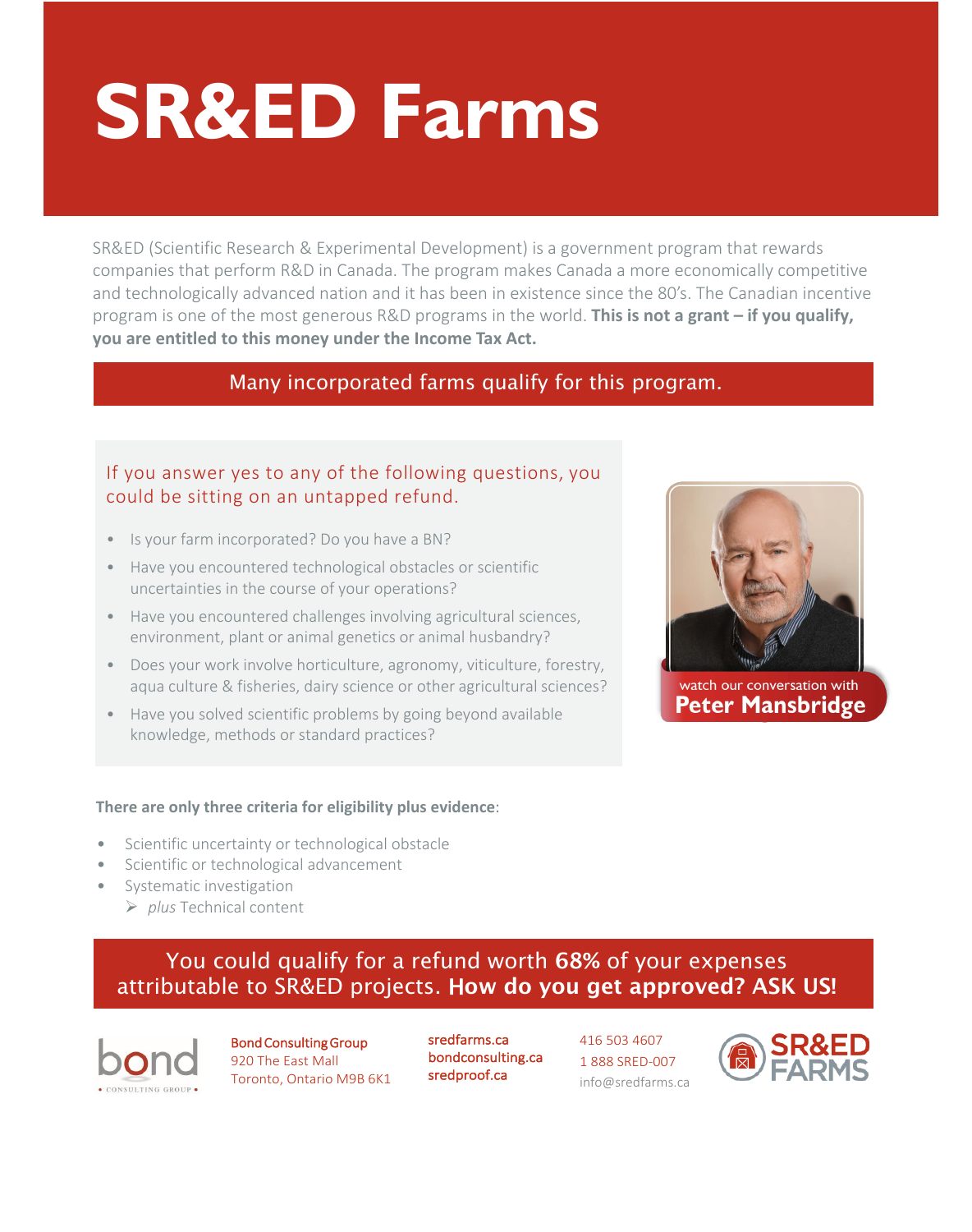# SR&ED Farms

SR&ED (Scientific Research & Experimental Development) is a government program that rewards companies that perform R&D in Canada. The program makes Canada a more economically competitive and technologically advanced nation and it has been in existence since the 80's. The Canadian incentive program is one of the most generous R&D programs in the world. **This is not a grant – if you qualify, you are entitled to this money under the Income Tax Act.**

## Many incorporated farms qualify for this program.

### If you answer yes to any of the following questions, you could be sitting on an untapped refund.

- Is your farm incorporated? Do you have a BN?
- Have you encountered technological obstacles or scientific uncertainties in the course of your operations?
- Have you encountered challenges involving agricultural sciences, environment, plant or animal genetics or animal husbandry?
- Does your work involve horticulture, agronomy, viticulture, forestry, aqua culture & fisheries, dairy science or other agricultural sciences?
- Have you solved scientific problems by going beyond available knowledge, methods or standard practices?

watch our conversation with **Peter Mansbridge**

**There are only three criteria for eligibility plus evidence**:

- Scientific uncertainty or technological obstacle
- Scientific or technological advancement
- Systematic investigation
  - *plus* Technical content

You could qualify for a refund worth **68%** of your expenses attributable to SR&ED projects. **How do you get approved? ASK US!**

bond CONSULTING GROUP

Bond Consulting Group
920 The East Mall
Toronto, Ontario M9B 6K1

sredfarms.ca
bondconsulting.ca
sredproof.ca

416 503 4607
1 888 SRED-007
info@sredfarms.ca

SR&ED FARMS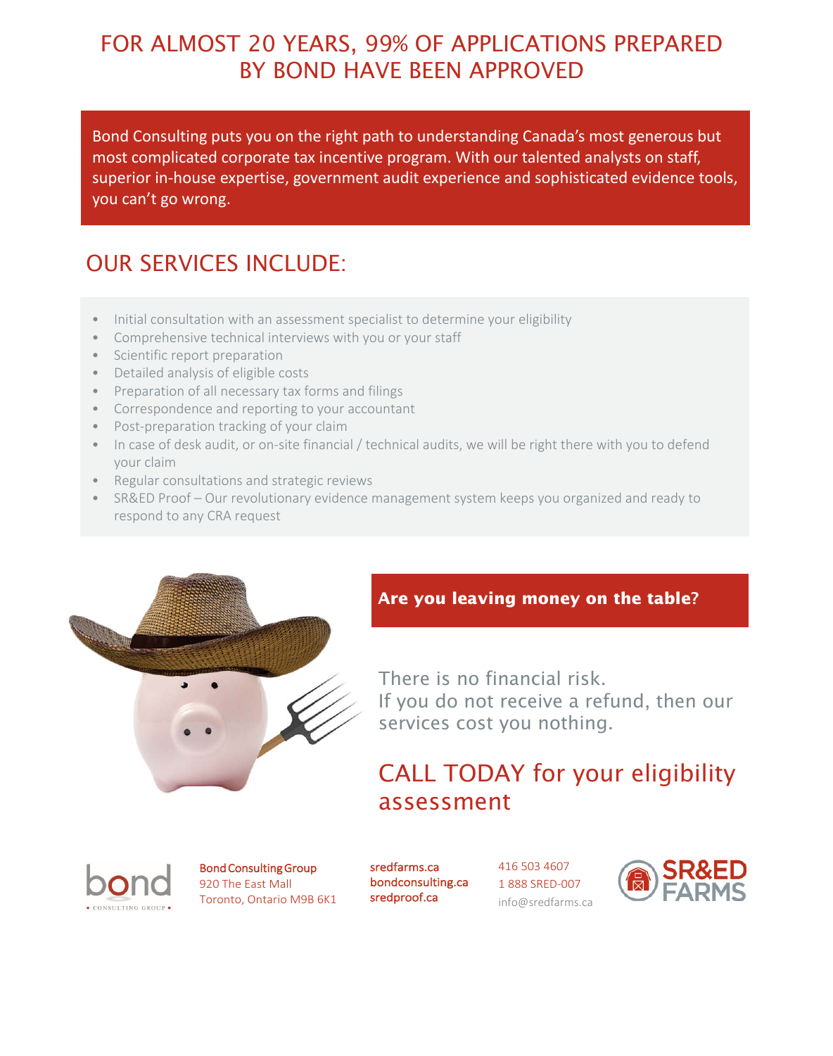# FOR ALMOST 20 YEARS, 99% OF APPLICATIONS PREPARED BY BOND HAVE BEEN APPROVED

Bond Consulting puts you on the right path to understanding Canada's most generous but most complicated corporate tax incentive program. With our talented analysts on staff, superior in-house expertise, government audit experience and sophisticated evidence tools, you can't go wrong.

## OUR SERVICES INCLUDE:

- Initial consultation with an assessment specialist to determine your eligibility
- Comprehensive technical interviews with you or your staff
- Scientific report preparation
- Detailed analysis of eligible costs
- Preparation of all necessary tax forms and filings
- Correspondence and reporting to your accountant
- Post-preparation tracking of your claim
- In case of desk audit, or on-site financial / technical audits, we will be right there with you to defend your claim
- Regular consultations and strategic reviews
- SR&ED Proof – Our revolutionary evidence management system keeps you organized and ready to respond to any CRA request

**Are you leaving money on the table?**

There is no financial risk.
If you do not receive a refund, then our services cost you nothing.

## CALL TODAY for your eligibility assessment

Bond Consulting Group
920 The East Mall
Toronto, Ontario M9B 6K1

sredfarms.ca
bondconsulting.ca
sredproof.ca

416 503 4607
1 888 SRED-007
info@sredfarms.ca

SR&ED FARMS